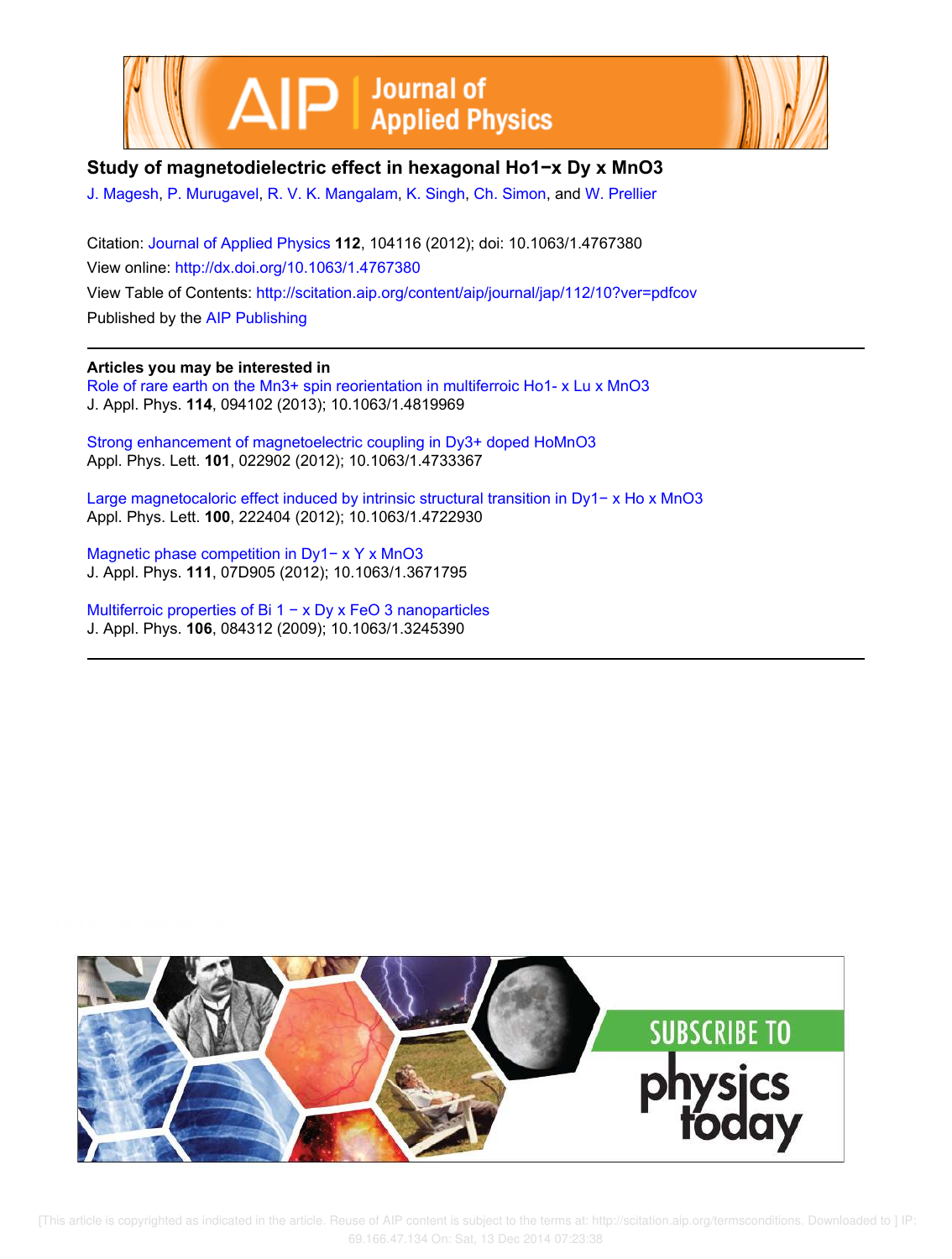# Study of magnetodielectric effect in hexagonal $Ho_{1-x}Dy_xMnO_3$

J. Magesh, P. Murugavel, R. V. K. Mangalam, K. Singh, Ch. Simon, and W. Prellier

Citation: Journal of Applied Physics **112**, 104116 (2012); doi: 10.1063/1.4767380

View online: http://dx.doi.org/10.1063/1.4767380

View Table of Contents: http://scitation.aip.org/content/aip/journal/jap/112/10?ver=pdfcov

Published by the AIP Publishing

---

**Articles you may be interested in**

Role of rare earth on the $Mn^{3+}$ spin reorientation in multiferroic $Ho_{1-x}Lu_xMnO_3$
J. Appl. Phys. **114**, 094102 (2013); 10.1063/1.4819969

Strong enhancement of magnetoelectric coupling in $Dy^{3+}$ doped $HoMnO_3$
Appl. Phys. Lett. **101**, 022902 (2012); 10.1063/1.4733367

Large magnetocaloric effect induced by intrinsic structural transition in $Dy_{1-x}Ho_xMnO_3$
Appl. Phys. Lett. **100**, 222404 (2012); 10.1063/1.4722930

Magnetic phase competition in $Dy_{1-x}Y_xMnO_3$
J. Appl. Phys. **111**, 07D905 (2012); 10.1063/1.3671795

Multiferroic properties of $Bi_{1-x}Dy_xFeO_3$ nanoparticles
J. Appl. Phys. **106**, 084312 (2009); 10.1063/1.3245390

---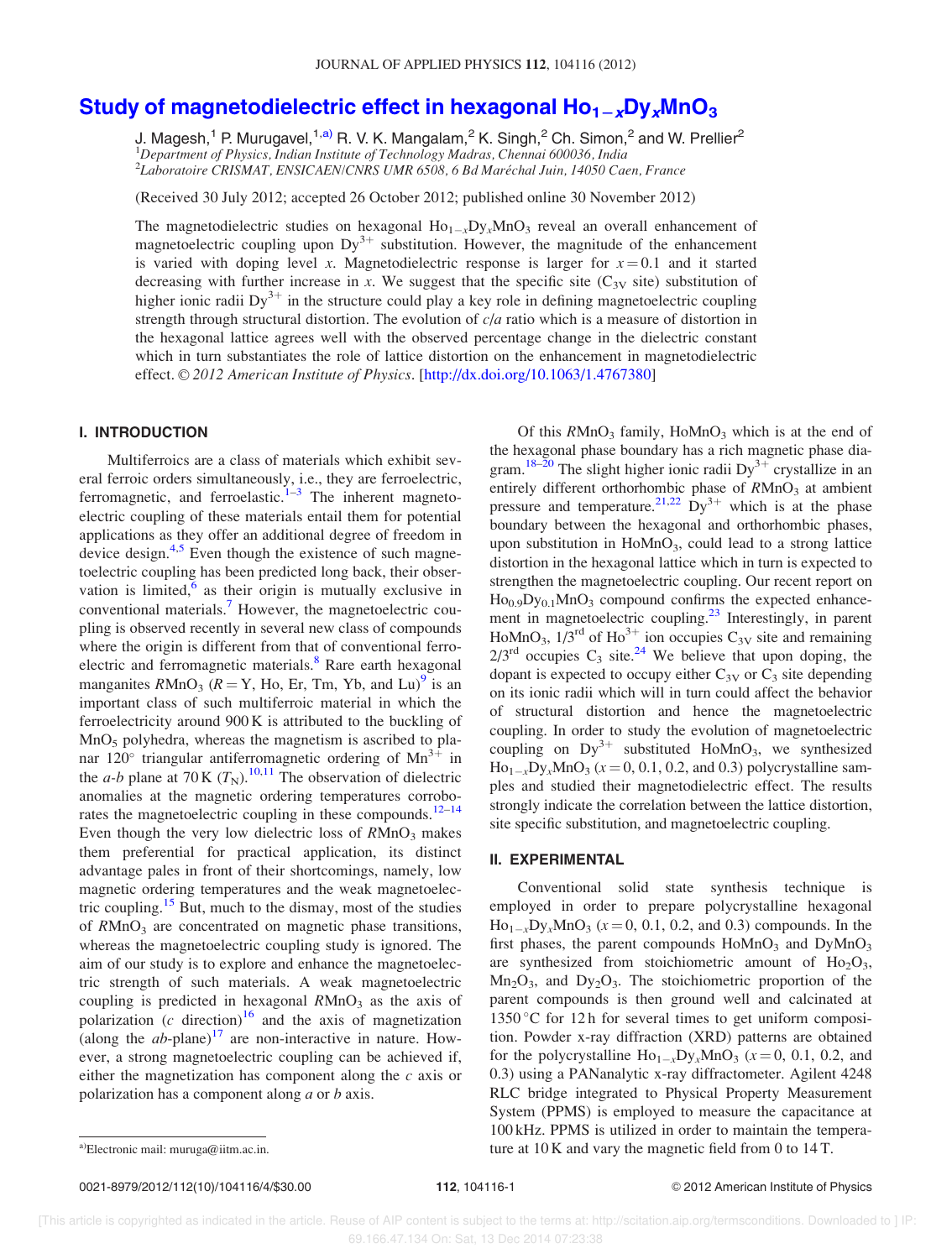# Study of magnetodielectric effect in hexagonal $Ho_{1-x}Dy_xMnO_3$

J. Magesh,[1] P. Murugavel,[1,a)] R. V. K. Mangalam,[2] K. Singh,[2] Ch. Simon,[2] and W. Prellier[2]

[1]*Department of Physics, Indian Institute of Technology Madras, Chennai 600036, India*
[2]*Laboratoire CRISMAT, ENSICAEN/CNRS UMR 6508, 6 Bd Maréchal Juin, 14050 Caen, France*

(Received 30 July 2012; accepted 26 October 2012; published online 30 November 2012)

The magnetodielectric studies on hexagonal $Ho_{1-x}Dy_xMnO_3$ reveal an overall enhancement of magnetoelectric coupling upon $Dy^{3+}$ substitution. However, the magnitude of the enhancement is varied with doping level $x$. Magnetodielectric response is larger for $x = 0.1$ and it started decreasing with further increase in $x$. We suggest that the specific site ($C_{3V}$ site) substitution of higher ionic radii $Dy^{3+}$ in the structure could play a key role in defining magnetoelectric coupling strength through structural distortion. The evolution of $c/a$ ratio which is a measure of distortion in the hexagonal lattice agrees well with the observed percentage change in the dielectric constant which in turn substantiates the role of lattice distortion on the enhancement in magnetodielectric effect. © *2012 American Institute of Physics*. [http://dx.doi.org/10.1063/1.4767380]

## I. INTRODUCTION

Multiferroics are a class of materials which exhibit several ferroic orders simultaneously, i.e., they are ferroelectric, ferromagnetic, and ferroelastic.[1–3] The inherent magnetoelectric coupling of these materials entail them for potential applications as they offer an additional degree of freedom in device design.[4,5] Even though the existence of such magnetoelectric coupling has been predicted long back, their observation is limited,[6] as their origin is mutually exclusive in conventional materials.[7] However, the magnetoelectric coupling is observed recently in several new class of compounds where the origin is different from that of conventional ferroelectric and ferromagnetic materials.[8] Rare earth hexagonal manganites $RMnO_3$ ($R =$ Y, Ho, Er, Tm, Yb, and Lu)[9] is an important class of such multiferroic material in which the ferroelectricity around 900 K is attributed to the buckling of $MnO_5$ polyhedra, whereas the magnetism is ascribed to planar 120° triangular antiferromagnetic ordering of $Mn^{3+}$ in the *a-b* plane at 70 K ($T_N$).[10,11] The observation of dielectric anomalies at the magnetic ordering temperatures corroborates the magnetoelectric coupling in these compounds.[12–14] Even though the very low dielectric loss of $RMnO_3$ makes them preferential for practical application, its distinct advantage pales in front of their shortcomings, namely, low magnetic ordering temperatures and the weak magnetoelectric coupling.[15] But, much to the dismay, most of the studies of $RMnO_3$ are concentrated on magnetic phase transitions, whereas the magnetoelectric coupling study is ignored. The aim of our study is to explore and enhance the magnetoelectric strength of such materials. A weak magnetoelectric coupling is predicted in hexagonal $RMnO_3$ as the axis of polarization (*c* direction)[16] and the axis of magnetization (along the *ab*-plane)[17] are non-interactive in nature. However, a strong magnetoelectric coupling can be achieved if, either the magnetization has component along the *c* axis or polarization has a component along *a* or *b* axis.

Of this $RMnO_3$ family, $HoMnO_3$ which is at the end of the hexagonal phase boundary has a rich magnetic phase diagram.[18–20] The slight higher ionic radii $Dy^{3+}$ crystallize in an entirely different orthorhombic phase of $RMnO_3$ at ambient pressure and temperature.[21,22] $Dy^{3+}$ which is at the phase boundary between the hexagonal and orthorhombic phases, upon substitution in $HoMnO_3$, could lead to a strong lattice distortion in the hexagonal lattice which in turn is expected to strengthen the magnetoelectric coupling. Our recent report on $Ho_{0.9}Dy_{0.1}MnO_3$ compound confirms the expected enhancement in magnetoelectric coupling.[23] Interestingly, in parent $HoMnO_3$, 1/3rd of $Ho^{3+}$ ion occupies $C_{3V}$ site and remaining 2/3rd occupies $C_3$ site.[24] We believe that upon doping, the dopant is expected to occupy either $C_{3V}$ or $C_3$ site depending on its ionic radii which will in turn could affect the behavior of structural distortion and hence the magnetoelectric coupling. In order to study the evolution of magnetoelectric coupling on $Dy^{3+}$ substituted $HoMnO_3$, we synthesized $Ho_{1-x}Dy_xMnO_3$ ($x = 0$, 0.1, 0.2, and 0.3) polycrystalline samples and studied their magnetodielectric effect. The results strongly indicate the correlation between the lattice distortion, site specific substitution, and magnetoelectric coupling.

## II. EXPERIMENTAL

Conventional solid state synthesis technique is employed in order to prepare polycrystalline hexagonal $Ho_{1-x}Dy_xMnO_3$ ($x = 0$, 0.1, 0.2, and 0.3) compounds. In the first phases, the parent compounds $HoMnO_3$ and $DyMnO_3$ are synthesized from stoichiometric amount of $Ho_2O_3$, $Mn_2O_3$, and $Dy_2O_3$. The stoichiometric proportion of the parent compounds is then ground well and calcinated at 1350 °C for 12 h for several times to get uniform composition. Powder x-ray diffraction (XRD) patterns are obtained for the polycrystalline $Ho_{1-x}Dy_xMnO_3$ ($x = 0$, 0.1, 0.2, and 0.3) using a PANanalytic x-ray diffractometer. Agilent 4248 RLC bridge integrated to Physical Property Measurement System (PPMS) is employed to measure the capacitance at 100 kHz. PPMS is utilized in order to maintain the temperature at 10 K and vary the magnetic field from 0 to 14 T.

a)Electronic mail: muruga@iitm.ac.in.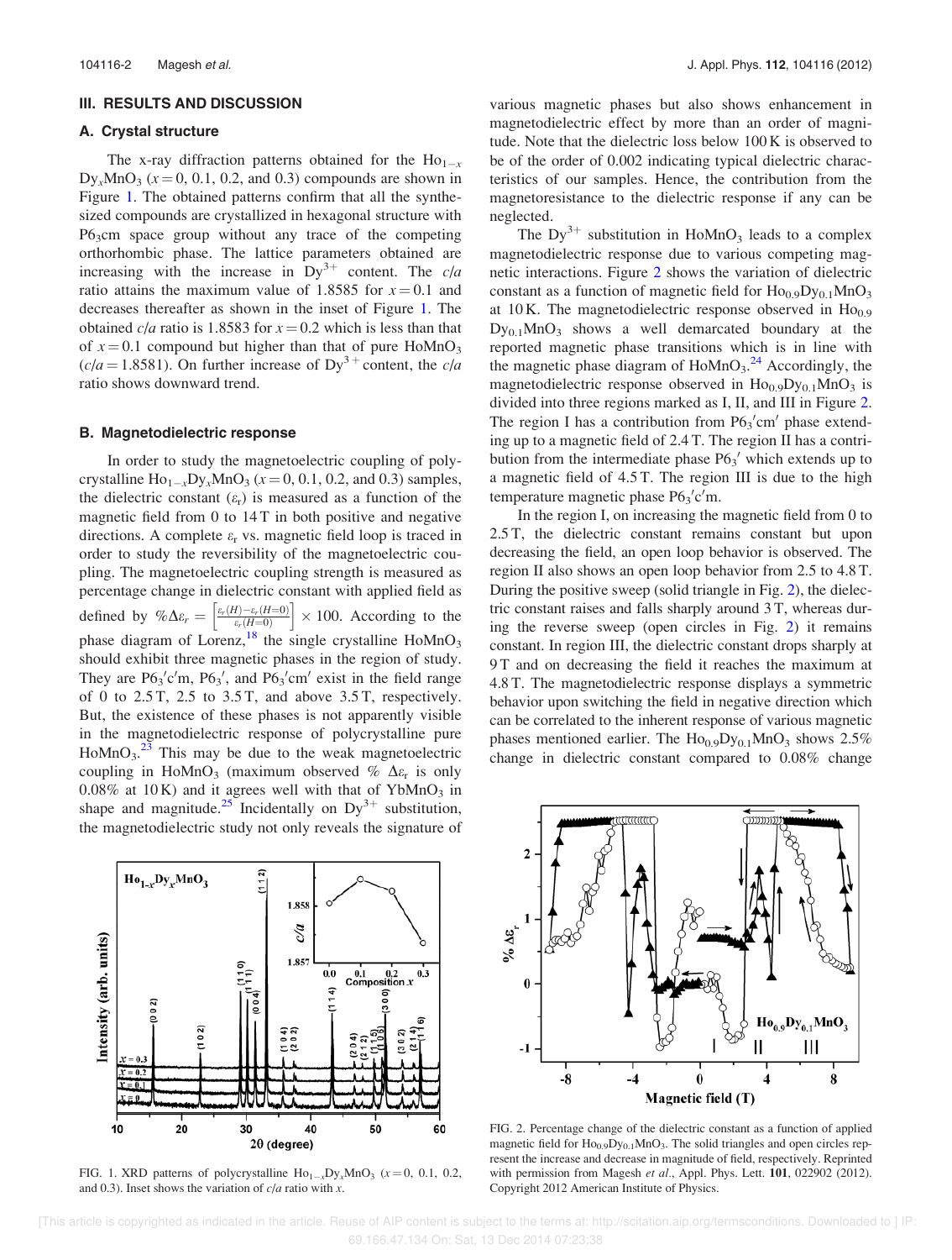## III. RESULTS AND DISCUSSION

### A. Crystal structure

The x-ray diffraction patterns obtained for the $Ho_{1-x}Dy_xMnO_3$ ($x = 0$, 0.1, 0.2, and 0.3) compounds are shown in Figure 1. The obtained patterns confirm that all the synthesized compounds are crystallized in hexagonal structure with $P6_3cm$ space group without any trace of the competing orthorhombic phase. The lattice parameters obtained are increasing with the increase in $Dy^{3+}$ content. The $c/a$ ratio attains the maximum value of 1.8585 for $x = 0.1$ and decreases thereafter as shown in the inset of Figure 1. The obtained $c/a$ ratio is 1.8583 for $x = 0.2$ which is less than that of $x = 0.1$ compound but higher than that of pure $HoMnO_3$ ($c/a = 1.8581$). On further increase of $Dy^{3+}$ content, the $c/a$ ratio shows downward trend.

### B. Magnetodielectric response

In order to study the magnetoelectric coupling of polycrystalline $Ho_{1-x}Dy_xMnO_3$ ($x = 0$, 0.1, 0.2, and 0.3) samples, the dielectric constant ($\varepsilon_r$) is measured as a function of the magnetic field from 0 to 14 T in both positive and negative directions. A complete $\varepsilon_r$ vs. magnetic field loop is traced in order to study the reversibility of the magnetoelectric coupling. The magnetoelectric coupling strength is measured as percentage change in dielectric constant with applied field as defined by $\%\Delta\varepsilon_r = \left[\frac{\varepsilon_r(H)-\varepsilon_r(H=0)}{\varepsilon_r(H=0)}\right] \times 100$. According to the phase diagram of Lorenz,[18] the single crystalline $HoMnO_3$ should exhibit three magnetic phases in the region of study. They are $P6_3'c'm$, $P6_3'$, and $P6_3'cm'$ exist in the field range of 0 to 2.5 T, 2.5 to 3.5 T, and above 3.5 T, respectively. But, the existence of these phases is not apparently visible in the magnetodielectric response of polycrystalline pure $HoMnO_3$.[23] This may be due to the weak magnetoelectric coupling in $HoMnO_3$ (maximum observed % $\Delta\varepsilon_r$ is only 0.08% at 10 K) and it agrees well with that of $YbMnO_3$ in shape and magnitude.[25] Incidentally on $Dy^{3+}$ substitution, the magnetodielectric study not only reveals the signature of various magnetic phases but also shows enhancement in magnetodielectric effect by more than an order of magnitude. Note that the dielectric loss below 100 K is observed to be of the order of 0.002 indicating typical dielectric characteristics of our samples. Hence, the contribution from the magnetoresistance to the dielectric response if any can be neglected.

The $Dy^{3+}$ substitution in $HoMnO_3$ leads to a complex magnetodielectric response due to various competing magnetic interactions. Figure 2 shows the variation of dielectric constant as a function of magnetic field for $Ho_{0.9}Dy_{0.1}MnO_3$ at 10 K. The magnetodielectric response observed in $Ho_{0.9}Dy_{0.1}MnO_3$ shows a well demarcated boundary at the reported magnetic phase transitions which is in line with the magnetic phase diagram of $HoMnO_3$.[24] Accordingly, the magnetodielectric response observed in $Ho_{0.9}Dy_{0.1}MnO_3$ is divided into three regions marked as I, II, and III in Figure 2. The region I has a contribution from $P6_3'cm'$ phase extending up to a magnetic field of 2.4 T. The region II has a contribution from the intermediate phase $P6_3'$ which extends up to a magnetic field of 4.5 T. The region III is due to the high temperature magnetic phase $P6_3'c'm$.

In the region I, on increasing the magnetic field from 0 to 2.5 T, the dielectric constant remains constant but upon decreasing the field, an open loop behavior is observed. The region II also shows an open loop behavior from 2.5 to 4.8 T. During the positive sweep (solid triangle in Fig. 2), the dielectric constant raises and falls sharply around 3 T, whereas during the reverse sweep (open circles in Fig. 2) it remains constant. In region III, the dielectric constant drops sharply at 9 T and on decreasing the field it reaches the maximum at 4.8 T. The magnetodielectric response displays a symmetric behavior upon switching the field in negative direction which can be correlated to the inherent response of various magnetic phases mentioned earlier. The $Ho_{0.9}Dy_{0.1}MnO_3$ shows 2.5% change in dielectric constant compared to 0.08% change

FIG. 1. XRD patterns of polycrystalline $Ho_{1-x}Dy_xMnO_3$ ($x = 0$, 0.1, 0.2, and 0.3). Inset shows the variation of $c/a$ ratio with $x$.

FIG. 2. Percentage change of the dielectric constant as a function of applied magnetic field for $Ho_{0.9}Dy_{0.1}MnO_3$. The solid triangles and open circles represent the increase and decrease in magnitude of field, respectively. Reprinted with permission from Magesh *et al.*, Appl. Phys. Lett. **101**, 022902 (2012). Copyright 2012 American Institute of Physics.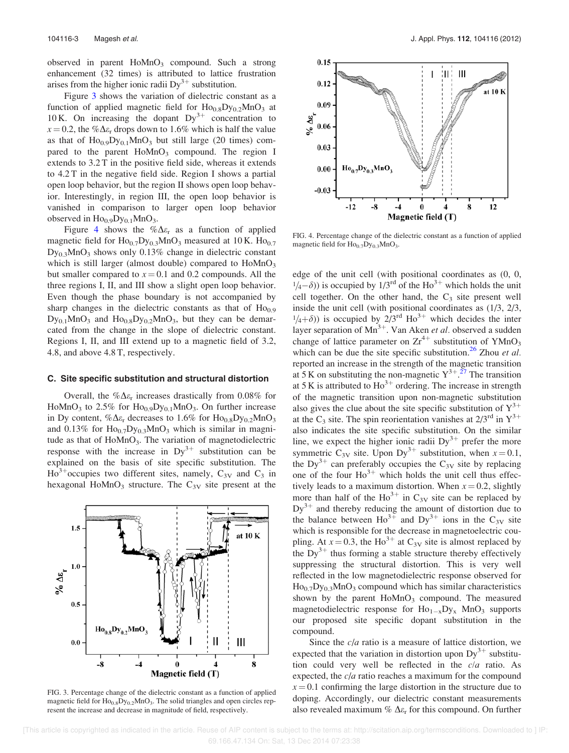observed in parent $HoMnO_3$ compound. Such a strong enhancement (32 times) is attributed to lattice frustration arises from the higher ionic radii $Dy^{3+}$ substitution.

Figure 3 shows the variation of dielectric constant as a function of applied magnetic field for $Ho_{0.8}Dy_{0.2}MnO_3$ at 10 K. On increasing the dopant $Dy^{3+}$ concentration to $x = 0.2$, the $\%\Delta\varepsilon_r$ drops down to 1.6% which is half the value as that of $Ho_{0.9}Dy_{0.1}MnO_3$ but still large (20 times) compared to the parent $HoMnO_3$ compound. The region I extends to 3.2 T in the positive field side, whereas it extends to 4.2 T in the negative field side. Region I shows a partial open loop behavior, but the region II shows open loop behavior. Interestingly, in region III, the open loop behavior is vanished in comparison to larger open loop behavior observed in $Ho_{0.9}Dy_{0.1}MnO_3$.

Figure 4 shows the $\%\Delta\varepsilon_r$ as a function of applied magnetic field for $Ho_{0.7}Dy_{0.3}MnO_3$ measured at 10 K. $Ho_{0.7}Dy_{0.3}MnO_3$ shows only 0.13% change in dielectric constant which is still larger (almost double) compared to $HoMnO_3$ but smaller compared to $x = 0.1$ and 0.2 compounds. All the three regions I, II, and III show a slight open loop behavior. Even though the phase boundary is not accompanied by sharp changes in the dielectric constants as that of $Ho_{0.9}Dy_{0.1}MnO_3$ and $Ho_{0.8}Dy_{0.2}MnO_3$, but they can be demarcated from the change in the slope of dielectric constant. Regions I, II, and III extend up to a magnetic field of 3.2, 4.8, and above 4.8 T, respectively.

### C. Site specific substitution and structural distortion

Overall, the $\%\Delta\varepsilon_r$ increases drastically from 0.08% for $HoMnO_3$ to 2.5% for $Ho_{0.9}Dy_{0.1}MnO_3$. On further increase in Dy content, $\%\Delta\varepsilon_r$ decreases to 1.6% for $Ho_{0.8}Dy_{0.2}MnO_3$ and 0.13% for $Ho_{0.7}Dy_{0.3}MnO_3$ which is similar in magnitude as that of $HoMnO_3$. The variation of magnetodielectric response with the increase in $Dy^{3+}$ substitution can be explained on the basis of site specific substitution. The $Ho^{3+}$ occupies two different sites, namely, $C_{3V}$ and $C_3$ in hexagonal $HoMnO_3$ structure. The $C_{3V}$ site present at the edge of the unit cell (with positional coordinates as (0, 0, $\frac{1}{4}-\delta$)) is occupied by 1/3rd of the $Ho^{3+}$ which holds the unit cell together. On the other hand, the $C_3$ site present well inside the unit cell (with positional coordinates as (1/3, 2/3, $\frac{1}{4}+\delta$)) is occupied by 2/3rd $Ho^{3+}$ which decides the inter layer separation of $Mn^{3+}$. Van Aken *et al.* observed a sudden change of lattice parameter on $Zr^{4+}$ substitution of $YMnO_3$ which can be due the site specific substitution.[26] Zhou *et al.* reported an increase in the strength of the magnetic transition at 5 K on substituting the non-magnetic $Y^{3+}$.[27] The transition at 5 K is attributed to $Ho^{3+}$ ordering. The increase in strength of the magnetic transition upon non-magnetic substitution also gives the clue about the site specific substitution of $Y^{3+}$ at the $C_3$ site. The spin reorientation vanishes at 2/3rd in $Y^{3+}$ also indicates the site specific substitution. On the similar line, we expect the higher ionic radii $Dy^{3+}$ prefer the more symmetric $C_{3V}$ site. Upon $Dy^{3+}$ substitution, when $x = 0.1$, the $Dy^{3+}$ can preferably occupies the $C_{3V}$ site by replacing one of the four $Ho^{3+}$ which holds the unit cell thus effectively leads to a maximum distortion. When $x = 0.2$, slightly more than half of the $Ho^{3+}$ in $C_{3V}$ site can be replaced by $Dy^{3+}$ and thereby reducing the amount of distortion due to the balance between $Ho^{3+}$ and $Dy^{3+}$ ions in the $C_{3V}$ site which is responsible for the decrease in magnetoelectric coupling. At $x = 0.3$, the $Ho^{3+}$ at $C_{3V}$ site is almost replaced by the $Dy^{3+}$ thus forming a stable structure thereby effectively suppressing the structural distortion. This is very well reflected in the low magnetodielectric response observed for $Ho_{0.7}Dy_{0.3}MnO_3$ compound which has similar characteristics shown by the parent $HoMnO_3$ compound. The measured magnetodielectric response for $Ho_{1-x}Dy_x MnO_3$ supports our proposed site specific dopant substitution in the compound.

Since the *c*/*a* ratio is a measure of lattice distortion, we expected that the variation in distortion upon $Dy^{3+}$ substitution could very well be reflected in the *c*/*a* ratio. As expected, the *c*/*a* ratio reaches a maximum for the compound $x = 0.1$ confirming the large distortion in the structure due to doping. Accordingly, our dielectric constant measurements also revealed maximum $\%\Delta\varepsilon_r$ for this compound. On further

FIG. 3. Percentage change of the dielectric constant as a function of applied magnetic field for $Ho_{0.8}Dy_{0.2}MnO_3$. The solid triangles and open circles represent the increase and decrease in magnitude of field, respectively.

FIG. 4. Percentage change of the dielectric constant as a function of applied magnetic field for $Ho_{0.7}Dy_{0.3}MnO_3$.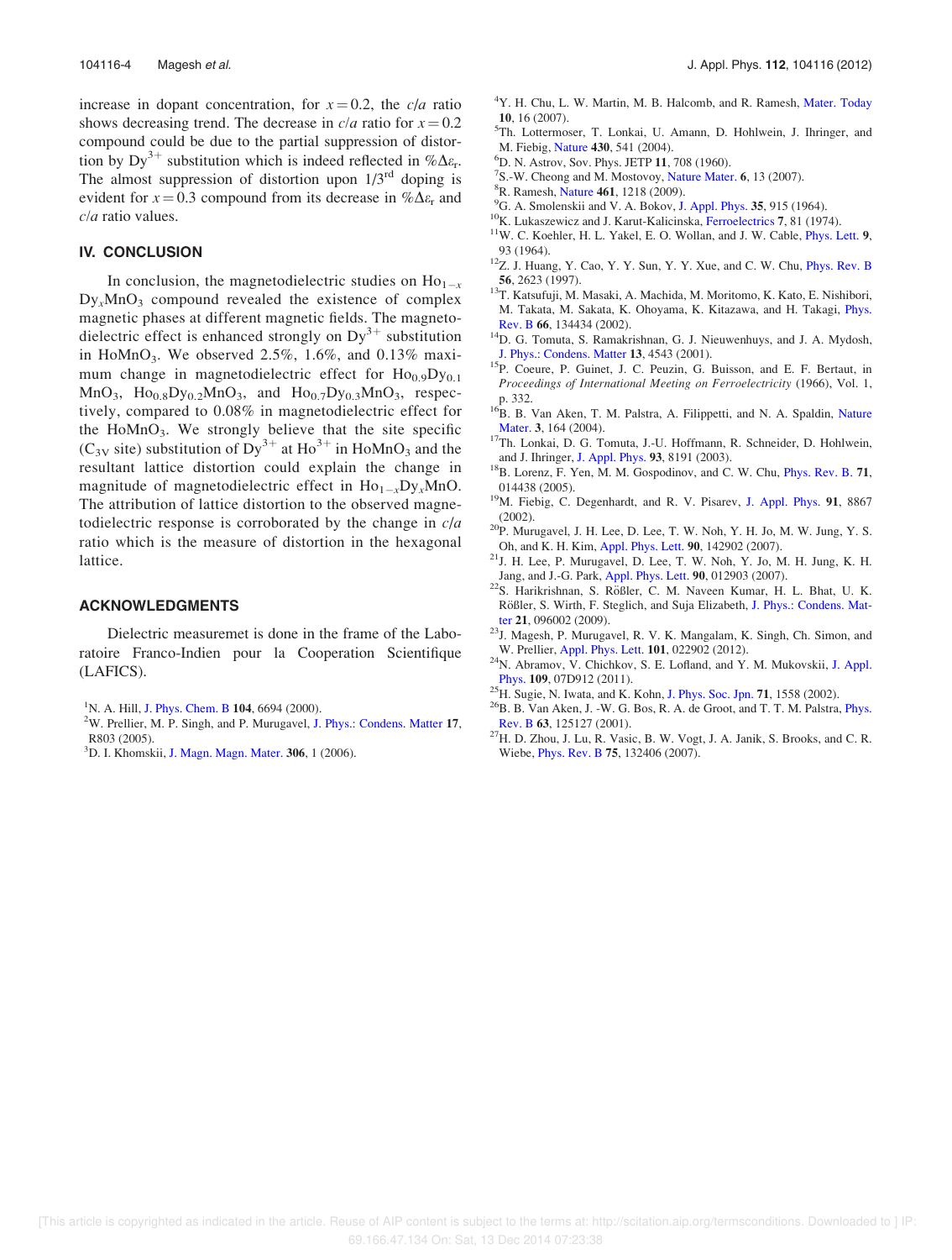increase in dopant concentration, for $x = 0.2$, the $c/a$ ratio shows decreasing trend. The decrease in $c/a$ ratio for $x = 0.2$ compound could be due to the partial suppression of distortion by $Dy^{3+}$ substitution which is indeed reflected in $\%\Delta\varepsilon_r$. The almost suppression of distortion upon 1/3$^{rd}$ doping is evident for $x = 0.3$ compound from its decrease in $\%\Delta\varepsilon_r$ and $c/a$ ratio values.

## IV. CONCLUSION

In conclusion, the magnetodielectric studies on $Ho_{1-x}Dy_xMnO_3$ compound revealed the existence of complex magnetic phases at different magnetic fields. The magnetodielectric effect is enhanced strongly on $Dy^{3+}$ substitution in $HoMnO_3$. We observed 2.5%, 1.6%, and 0.13% maximum change in magnetodielectric effect for $Ho_{0.9}Dy_{0.1}MnO_3$, $Ho_{0.8}Dy_{0.2}MnO_3$, and $Ho_{0.7}Dy_{0.3}MnO_3$, respectively, compared to 0.08% in magnetodielectric effect for the $HoMnO_3$. We strongly believe that the site specific ($C_{3V}$ site) substitution of $Dy^{3+}$ at $Ho^{3+}$ in $HoMnO_3$ and the resultant lattice distortion could explain the change in magnitude of magnetodielectric effect in $Ho_{1-x}Dy_xMnO$. The attribution of lattice distortion to the observed magnetodielectric response is corroborated by the change in $c/a$ ratio which is the measure of distortion in the hexagonal lattice.

## ACKNOWLEDGMENTS

Dielectric measuremet is done in the frame of the Laboratoire Franco-Indien pour la Cooperation Scientifique (LAFICS).

[1] N. A. Hill, J. Phys. Chem. B **104**, 6694 (2000).
[2] W. Prellier, M. P. Singh, and P. Murugavel, J. Phys.: Condens. Matter **17**, R803 (2005).
[3] D. I. Khomskii, J. Magn. Magn. Mater. **306**, 1 (2006).
[4] Y. H. Chu, L. W. Martin, M. B. Halcomb, and R. Ramesh, Mater. Today **10**, 16 (2007).
[5] Th. Lottermoser, T. Lonkai, U. Amann, D. Hohlwein, J. Ihringer, and M. Fiebig, Nature **430**, 541 (2004).
[6] D. N. Astrov, Sov. Phys. JETP **11**, 708 (1960).
[7] S.-W. Cheong and M. Mostovoy, Nature Mater. **6**, 13 (2007).
[8] R. Ramesh, Nature **461**, 1218 (2009).
[9] G. A. Smolenskii and V. A. Bokov, J. Appl. Phys. **35**, 915 (1964).
[10] K. Lukaszewicz and J. Karut-Kalicinska, Ferroelectrics **7**, 81 (1974).
[11] W. C. Koehler, H. L. Yakel, E. O. Wollan, and J. W. Cable, Phys. Lett. **9**, 93 (1964).
[12] Z. J. Huang, Y. Cao, Y. Y. Sun, Y. Y. Xue, and C. W. Chu, Phys. Rev. B **56**, 2623 (1997).
[13] T. Katsufuji, M. Masaki, A. Machida, M. Moritomo, K. Kato, E. Nishibori, M. Takata, M. Sakata, K. Ohoyama, K. Kitazawa, and H. Takagi, Phys. Rev. B **66**, 134434 (2002).
[14] D. G. Tomuta, S. Ramakrishnan, G. J. Nieuwenhuys, and J. A. Mydosh, J. Phys.: Condens. Matter **13**, 4543 (2001).
[15] P. Coeure, P. Guinet, J. C. Peuzin, G. Buisson, and E. F. Bertaut, in *Proceedings of International Meeting on Ferroelectricity* (1966), Vol. 1, p. 332.
[16] B. B. Van Aken, T. M. Palstra, A. Filippetti, and N. A. Spaldin, Nature Mater. **3**, 164 (2004).
[17] Th. Lonkai, D. G. Tomuta, J.-U. Hoffmann, R. Schneider, D. Hohlwein, and J. Ihringer, J. Appl. Phys. **93**, 8191 (2003).
[18] B. Lorenz, F. Yen, M. M. Gospodinov, and C. W. Chu, Phys. Rev. B. **71**, 014438 (2005).
[19] M. Fiebig, C. Degenhardt, and R. V. Pisarev, J. Appl. Phys. **91**, 8867 (2002).
[20] P. Murugavel, J. H. Lee, D. Lee, T. W. Noh, Y. H. Jo, M. W. Jung, Y. S. Oh, and K. H. Kim, Appl. Phys. Lett. **90**, 142902 (2007).
[21] J. H. Lee, P. Murugavel, D. Lee, T. W. Noh, Y. Jo, M. H. Jung, K. H. Jang, and J.-G. Park, Appl. Phys. Lett. **90**, 012903 (2007).
[22] S. Harikrishnan, S. Rößler, C. M. Naveen Kumar, H. L. Bhat, U. K. Rößler, S. Wirth, F. Steglich, and Suja Elizabeth, J. Phys.: Condens. Matter **21**, 096002 (2009).
[23] J. Magesh, P. Murugavel, R. V. K. Mangalam, K. Singh, Ch. Simon, and W. Prellier, Appl. Phys. Lett. **101**, 022902 (2012).
[24] N. Abramov, V. Chichkov, S. E. Lofland, and Y. M. Mukovskii, J. Appl. Phys. **109**, 07D912 (2011).
[25] H. Sugie, N. Iwata, and K. Kohn, J. Phys. Soc. Jpn. **71**, 1558 (2002).
[26] B. B. Van Aken, J. -W. G. Bos, R. A. de Groot, and T. T. M. Palstra, Phys. Rev. B **63**, 125127 (2001).
[27] H. D. Zhou, J. Lu, R. Vasic, B. W. Vogt, J. A. Janik, S. Brooks, and C. R. Wiebe, Phys. Rev. B **75**, 132406 (2007).